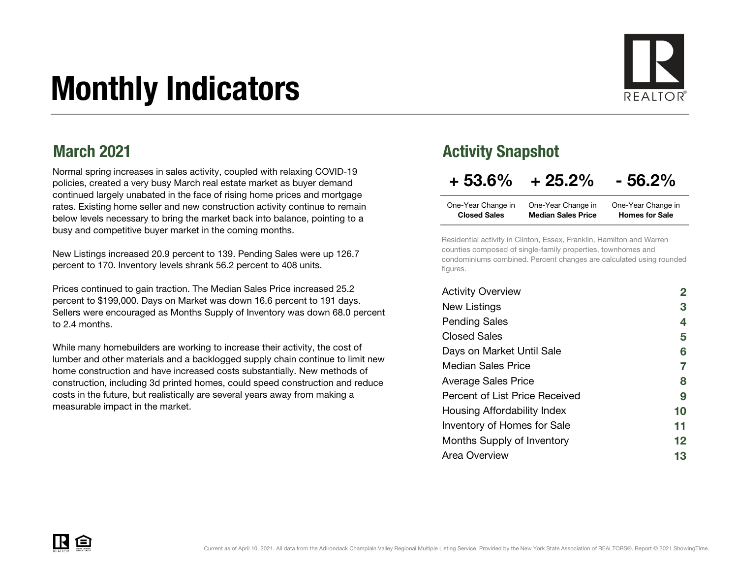# Monthly Indicators

## March 2021

Normal spring increases in sales activity, coupled with relaxing COVID-19 policies, created a very busy March real estate market as buyer demand continued largely unabated in the face of rising home prices and mortgage rates. Existing home seller and new construction activity continue to remain below levels necessary to bring the market back into balance, pointing to a busy and competitive buyer market in the coming months.

New Listings increased 20.9 percent to 139. Pending Sales were up 126.7 percent to 170. Inventory levels shrank 56.2 percent to 408 units.

Prices continued to gain traction. The Median Sales Price increased 25.2 percent to $199,000. Days on Market was down 16.6 percent to 191 days. Sellers were encouraged as Months Supply of Inventory was down 68.0 percent to 2.4 months.

While many homebuilders are working to increase their activity, the cost of lumber and other materials and a backlogged supply chain continue to limit new home construction and have increased costs substantially. New methods of construction, including 3d printed homes, could speed construction and reduce costs in the future, but realistically are several years away from making a measurable impact in the market.

## Activity Snapshot

| + 53.6% | + 25.2% | - 56.2% |
| --- | --- | --- |
| One-Year Change in **Closed Sales** | One-Year Change in **Median Sales Price** | One-Year Change in **Homes for Sale** |

Residential activity in Clinton, Essex, Franklin, Hamilton and Warren counties composed of single-family properties, townhomes and condominiums combined. Percent changes are calculated using rounded figures.

| | |
| --- | --- |
| Activity Overview | 2 |
| New Listings | 3 |
| Pending Sales | 4 |
| Closed Sales | 5 |
| Days on Market Until Sale | 6 |
| Median Sales Price | 7 |
| Average Sales Price | 8 |
| Percent of List Price Received | 9 |
| Housing Affordability Index | 10 |
| Inventory of Homes for Sale | 11 |
| Months Supply of Inventory | 12 |
| Area Overview | 13 |

Current as of April 10, 2021. All data from the Adirondack Champlain Valley Regional Multiple Listing Service. Provided by the New York State Association of REALTORS®. Report © 2021 ShowingTime.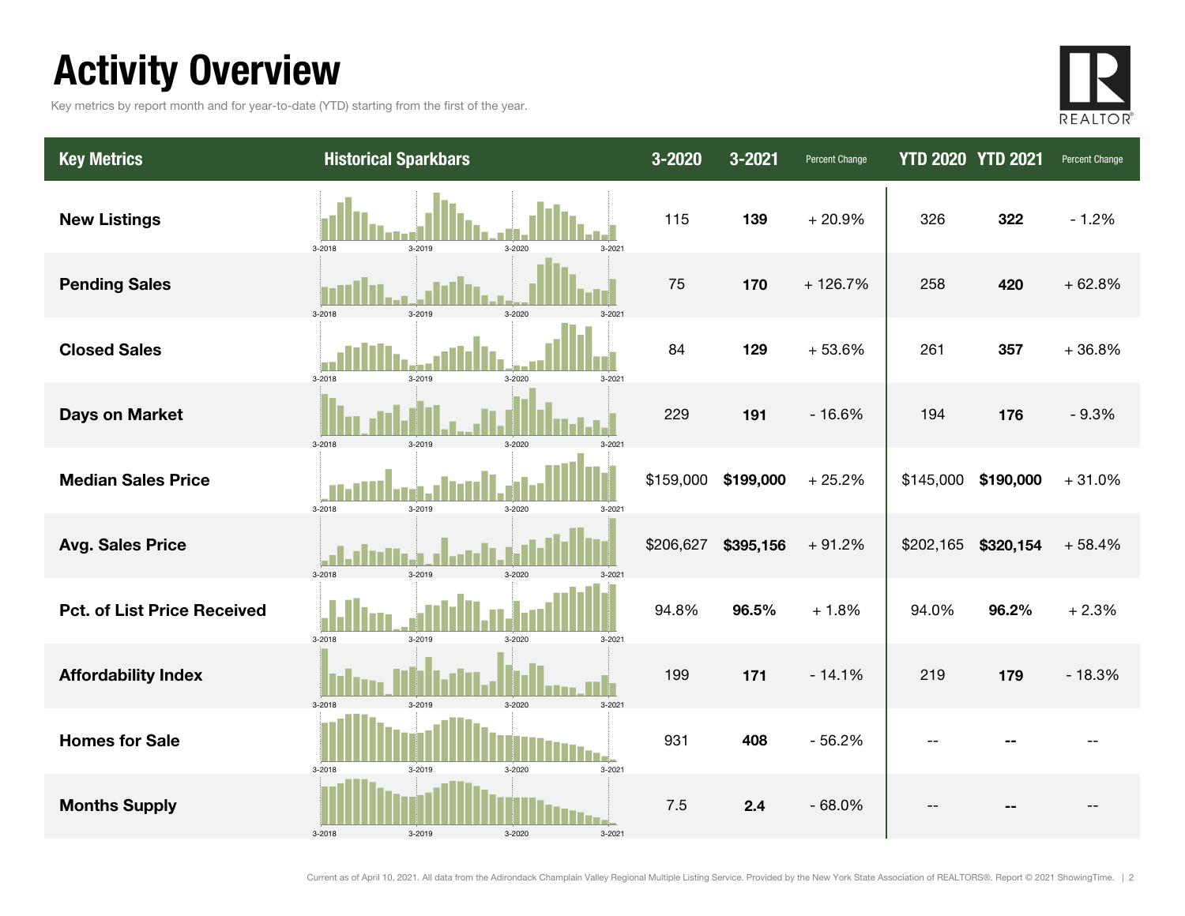# Activity Overview

Key metrics by report month and for year-to-date (YTD) starting from the first of the year.

| Key Metrics | Historical Sparkbars | 3-2020 | 3-2021 | Percent Change | YTD 2020 | YTD 2021 | Percent Change |
|---|---|---|---|---|---|---|---|
| New Listings | 3-2018 3-2019 3-2020 3-2021 | 115 | **139** | + 20.9% | 326 | **322** | - 1.2% |
| Pending Sales | 3-2018 3-2019 3-2020 3-2021 | 75 | **170** | + 126.7% | 258 | **420** | + 62.8% |
| Closed Sales | 3-2018 3-2019 3-2020 3-2021 | 84 | **129** | + 53.6% | 261 | **357** | + 36.8% |
| Days on Market | 3-2018 3-2019 3-2020 3-2021 | 229 | **191** | - 16.6% | 194 | **176** | - 9.3% |
| Median Sales Price | 3-2018 3-2019 3-2020 3-2021 | $159,000 | **$199,000** | + 25.2% | $145,000 | **$190,000** | + 31.0% |
| Avg. Sales Price | 3-2018 3-2019 3-2020 3-2021 | $206,627 | **$395,156** | + 91.2% | $202,165 | **$320,154** | + 58.4% |
| Pct. of List Price Received | 3-2018 3-2019 3-2020 3-2021 | 94.8% | **96.5%** | + 1.8% | 94.0% | **96.2%** | + 2.3% |
| Affordability Index | 3-2018 3-2019 3-2020 3-2021 | 199 | **171** | - 14.1% | 219 | **179** | - 18.3% |
| Homes for Sale | 3-2018 3-2019 3-2020 3-2021 | 931 | **408** | - 56.2% | -- | **--** | -- |
| Months Supply | 3-2018 3-2019 3-2020 3-2021 | 7.5 | **2.4** | - 68.0% | -- | **--** | -- |

Current as of April 10, 2021. All data from the Adirondack Champlain Valley Regional Multiple Listing Service. Provided by the New York State Association of REALTORS®. Report © 2021 ShowingTime.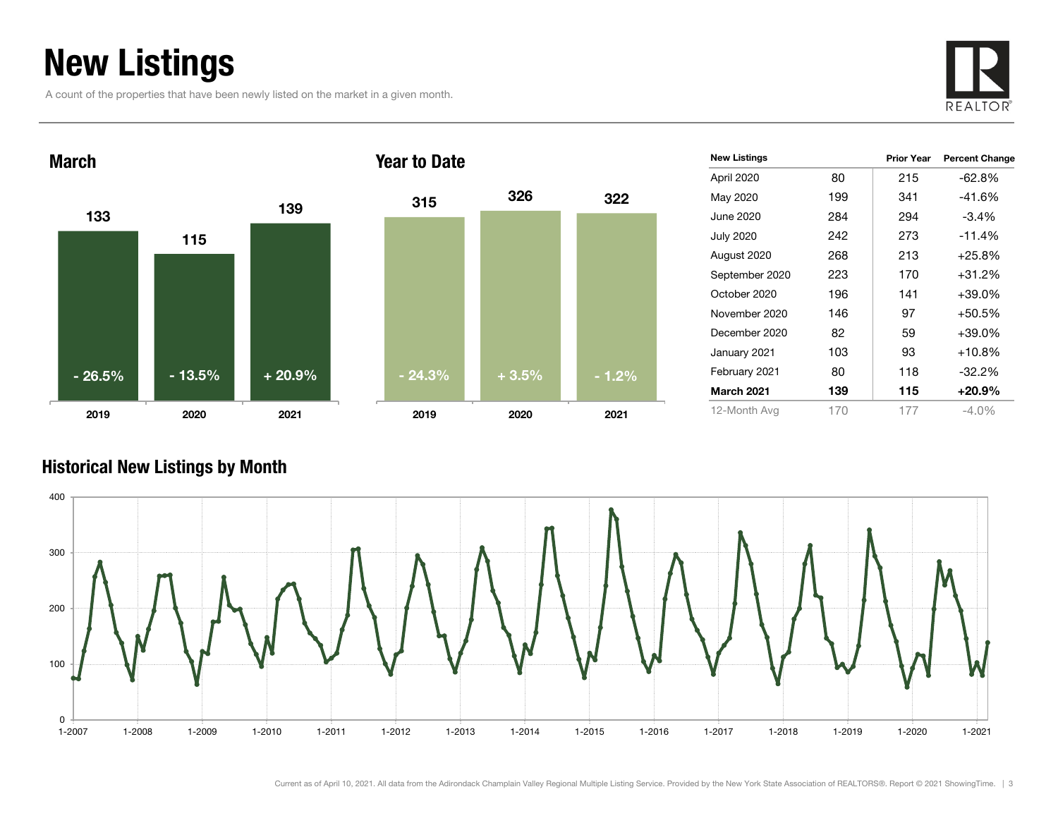# New Listings

A count of the properties that have been newly listed on the market in a given month.

## March

| | 2019 | 2020 | 2021 |
|---|---|---|---|
| New Listings | 133 | 115 | 139 |
| Change | - 26.5% | - 13.5% | + 20.9% |

## Year to Date

| | 2019 | 2020 | 2021 |
|---|---|---|---|
| New Listings | 315 | 326 | 322 |
| Change | - 24.3% | + 3.5% | - 1.2% |

| New Listings | | Prior Year | Percent Change |
|---|---|---|---|
| April 2020 | 80 | 215 | -62.8% |
| May 2020 | 199 | 341 | -41.6% |
| June 2020 | 284 | 294 | -3.4% |
| July 2020 | 242 | 273 | -11.4% |
| August 2020 | 268 | 213 | +25.8% |
| September 2020 | 223 | 170 | +31.2% |
| October 2020 | 196 | 141 | +39.0% |
| November 2020 | 146 | 97 | +50.5% |
| December 2020 | 82 | 59 | +39.0% |
| January 2021 | 103 | 93 | +10.8% |
| February 2021 | 80 | 118 | -32.2% |
| **March 2021** | **139** | **115** | **+20.9%** |
| 12-Month Avg | 170 | 177 | -4.0% |

## Historical New Listings by Month

Current as of April 10, 2021. All data from the Adirondack Champlain Valley Regional Multiple Listing Service. Provided by the New York State Association of REALTORS®. Report © 2021 ShowingTime.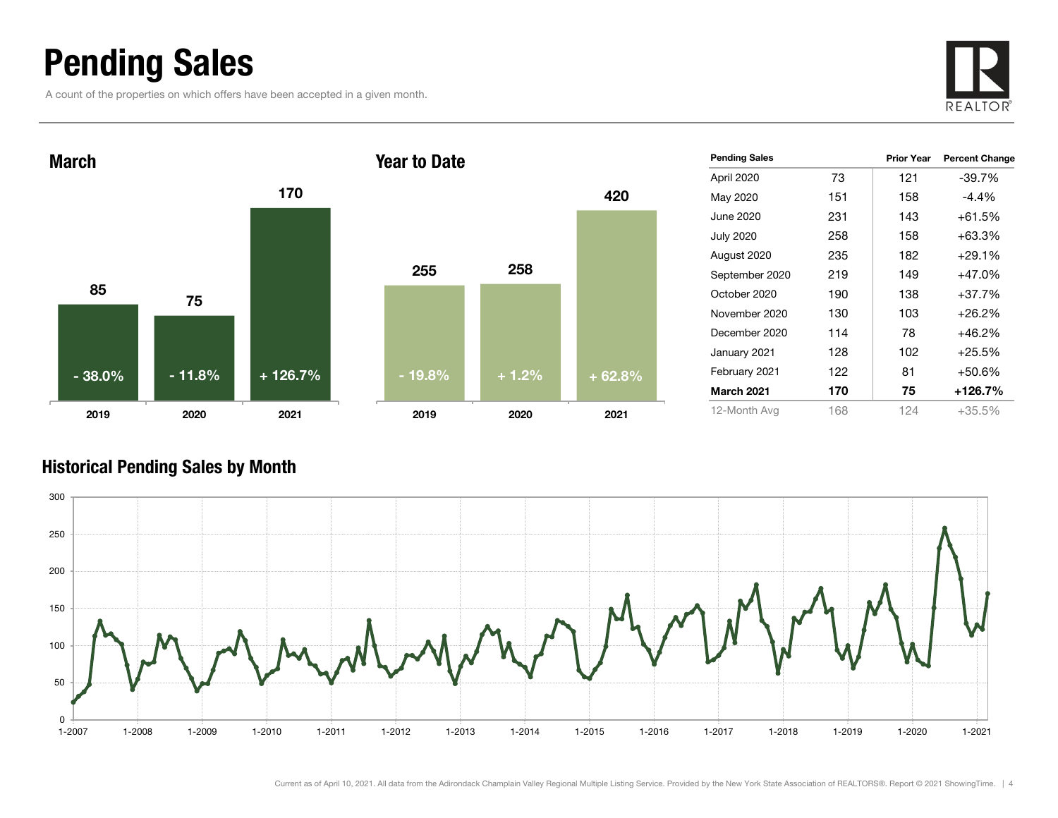# Pending Sales

A count of the properties on which offers have been accepted in a given month.

## March

| Year | Pending Sales | Change |
|---|---|---|
| 2019 | 85 | - 38.0% |
| 2020 | 75 | - 11.8% |
| 2021 | 170 | + 126.7% |

## Year to Date

| Year | Pending Sales | Change |
|---|---|---|
| 2019 | 255 | - 19.8% |
| 2020 | 258 | + 1.2% |
| 2021 | 420 | + 62.8% |

| Pending Sales | | Prior Year | Percent Change |
|---|---|---|---|
| April 2020 | 73 | 121 | -39.7% |
| May 2020 | 151 | 158 | -4.4% |
| June 2020 | 231 | 143 | +61.5% |
| July 2020 | 258 | 158 | +63.3% |
| August 2020 | 235 | 182 | +29.1% |
| September 2020 | 219 | 149 | +47.0% |
| October 2020 | 190 | 138 | +37.7% |
| November 2020 | 130 | 103 | +26.2% |
| December 2020 | 114 | 78 | +46.2% |
| January 2021 | 128 | 102 | +25.5% |
| February 2021 | 122 | 81 | +50.6% |
| **March 2021** | **170** | **75** | **+126.7%** |
| 12-Month Avg | 168 | 124 | +35.5% |

## Historical Pending Sales by Month

Current as of April 10, 2021. All data from the Adirondack Champlain Valley Regional Multiple Listing Service. Provided by the New York State Association of REALTORS®. Report © 2021 ShowingTime.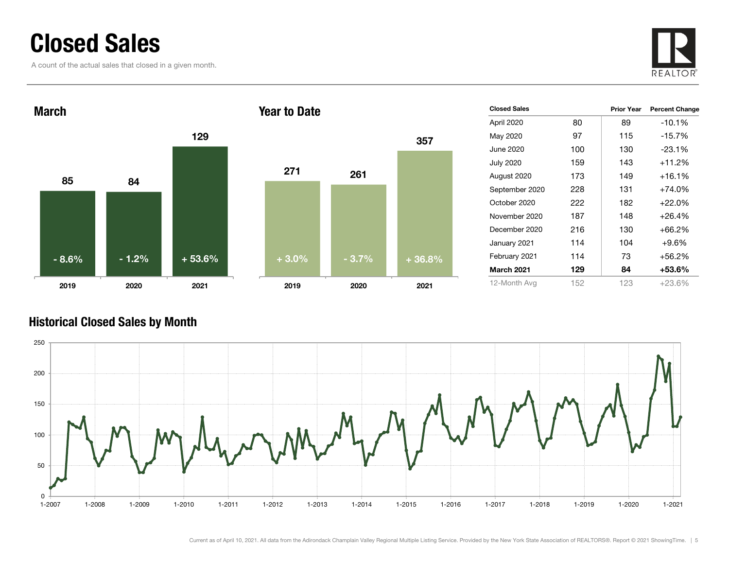# Closed Sales

A count of the actual sales that closed in a given month.

## March

| | 2019 | 2020 | 2021 |
|---|---|---|---|
| Closed Sales | 85 | 84 | 129 |
| Change | - 8.6% | - 1.2% | + 53.6% |

## Year to Date

| | 2019 | 2020 | 2021 |
|---|---|---|---|
| Closed Sales | 271 | 261 | 357 |
| Change | + 3.0% | - 3.7% | + 36.8% |

| Closed Sales | | Prior Year | Percent Change |
|---|---|---|---|
| April 2020 | 80 | 89 | -10.1% |
| May 2020 | 97 | 115 | -15.7% |
| June 2020 | 100 | 130 | -23.1% |
| July 2020 | 159 | 143 | +11.2% |
| August 2020 | 173 | 149 | +16.1% |
| September 2020 | 228 | 131 | +74.0% |
| October 2020 | 222 | 182 | +22.0% |
| November 2020 | 187 | 148 | +26.4% |
| December 2020 | 216 | 130 | +66.2% |
| January 2021 | 114 | 104 | +9.6% |
| February 2021 | 114 | 73 | +56.2% |
| **March 2021** | **129** | **84** | **+53.6%** |
| 12-Month Avg | 152 | 123 | +23.6% |

## Historical Closed Sales by Month

Current as of April 10, 2021. All data from the Adirondack Champlain Valley Regional Multiple Listing Service. Provided by the New York State Association of REALTORS®. Report © 2021 ShowingTime.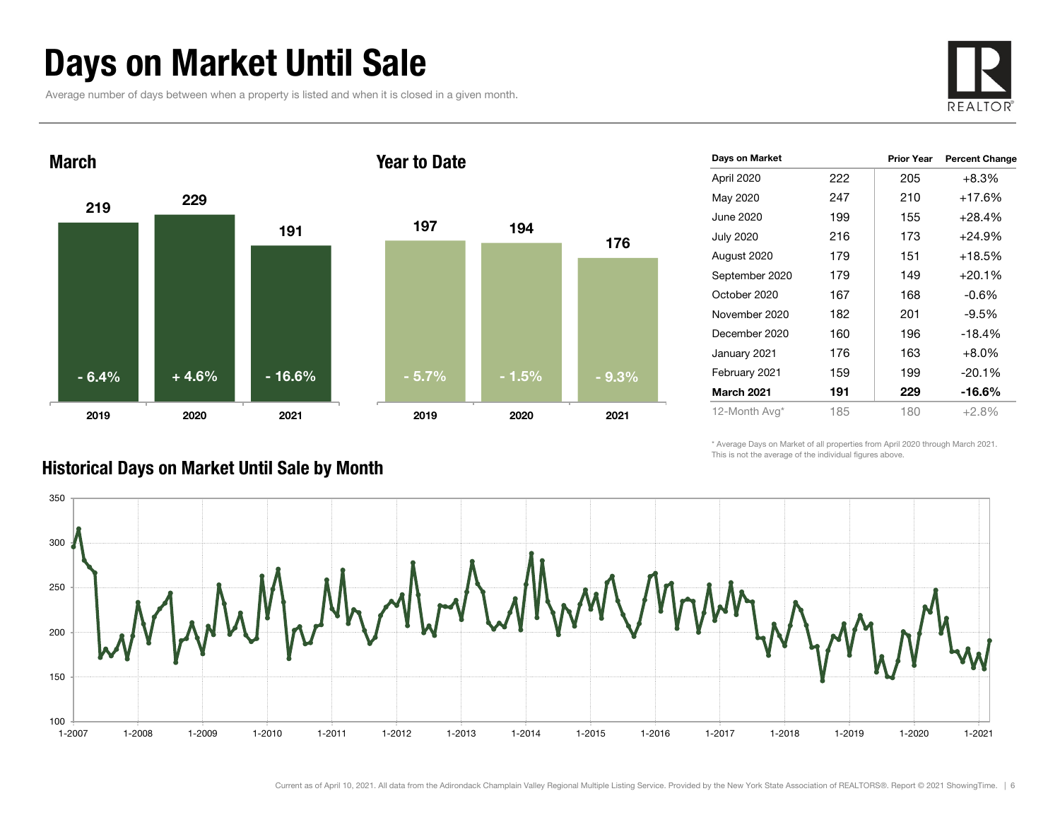# Days on Market Until Sale

Average number of days between when a property is listed and when it is closed in a given month.

## March

| | 2019 | 2020 | 2021 |
|---|---|---|---|
| Days | 219 | 229 | 191 |
| Change | - 6.4% | + 4.6% | - 16.6% |

## Year to Date

| | 2019 | 2020 | 2021 |
|---|---|---|---|
| Days | 197 | 194 | 176 |
| Change | - 5.7% | - 1.5% | - 9.3% |

| Days on Market | | Prior Year | Percent Change |
|---|---|---|---|
| April 2020 | 222 | 205 | +8.3% |
| May 2020 | 247 | 210 | +17.6% |
| June 2020 | 199 | 155 | +28.4% |
| July 2020 | 216 | 173 | +24.9% |
| August 2020 | 179 | 151 | +18.5% |
| September 2020 | 179 | 149 | +20.1% |
| October 2020 | 167 | 168 | -0.6% |
| November 2020 | 182 | 201 | -9.5% |
| December 2020 | 160 | 196 | -18.4% |
| January 2021 | 176 | 163 | +8.0% |
| February 2021 | 159 | 199 | -20.1% |
| **March 2021** | **191** | **229** | **-16.6%** |
| 12-Month Avg* | 185 | 180 | +2.8% |

\* Average Days on Market of all properties from April 2020 through March 2021. This is not the average of the individual figures above.

## Historical Days on Market Until Sale by Month

Current as of April 10, 2021. All data from the Adirondack Champlain Valley Regional Multiple Listing Service. Provided by the New York State Association of REALTORS®. Report © 2021 ShowingTime.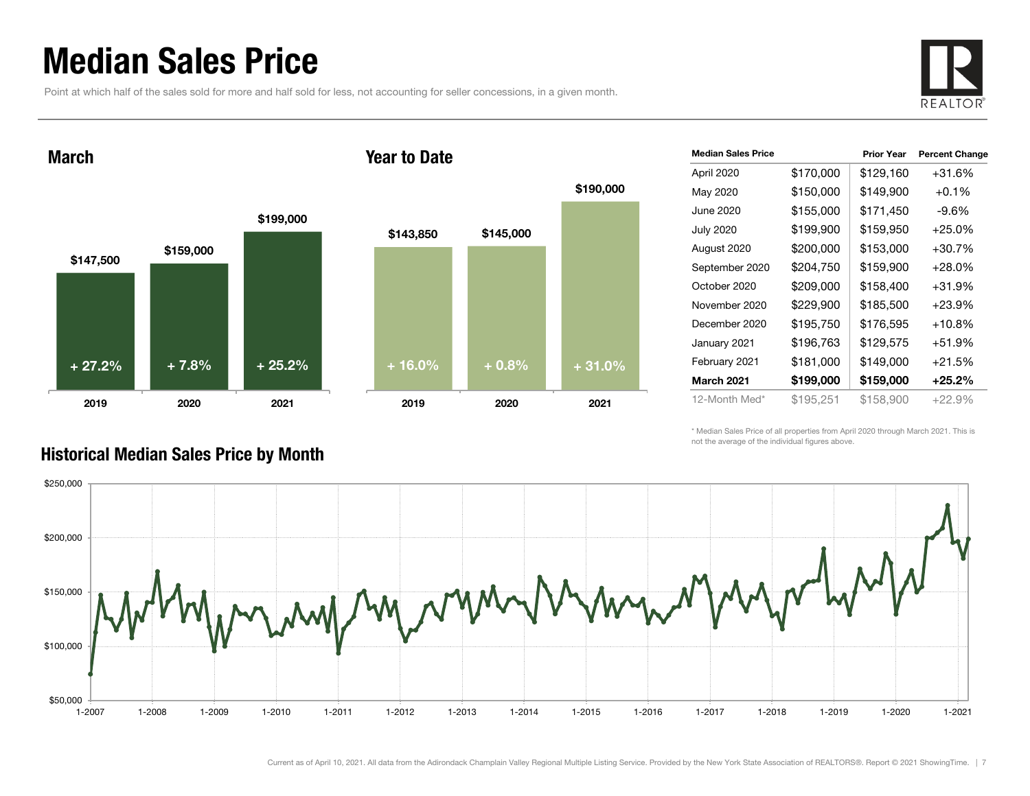# Median Sales Price

Point at which half of the sales sold for more and half sold for less, not accounting for seller concessions, in a given month.

## March

| Year | Median Sales Price | Change |
|---|---|---|
| 2019 | $147,500 | + 27.2% |
| 2020 | $159,000 | + 7.8% |
| 2021 | $199,000 | + 25.2% |

## Year to Date

| Year | Median Sales Price | Change |
|---|---|---|
| 2019 | $143,850 | + 16.0% |
| 2020 | $145,000 | + 0.8% |
| 2021 | $190,000 | + 31.0% |

| Median Sales Price | | Prior Year | Percent Change |
|---|---|---|---|
| April 2020 | $170,000 | $129,160 | +31.6% |
| May 2020 | $150,000 | $149,900 | +0.1% |
| June 2020 | $155,000 | $171,450 | -9.6% |
| July 2020 | $199,900 | $159,950 | +25.0% |
| August 2020 | $200,000 | $153,000 | +30.7% |
| September 2020 | $204,750 | $159,900 | +28.0% |
| October 2020 | $209,000 | $158,400 | +31.9% |
| November 2020 | $229,900 | $185,500 | +23.9% |
| December 2020 | $195,750 | $176,595 | +10.8% |
| January 2021 | $196,763 | $129,575 | +51.9% |
| February 2021 | $181,000 | $149,000 | +21.5% |
| **March 2021** | **$199,000** | **$159,000** | **+25.2%** |
| 12-Month Med* | $195,251 | $158,900 | +22.9% |

\* Median Sales Price of all properties from April 2020 through March 2021. This is not the average of the individual figures above.

## Historical Median Sales Price by Month

Current as of April 10, 2021. All data from the Adirondack Champlain Valley Regional Multiple Listing Service. Provided by the New York State Association of REALTORS®. Report © 2021 ShowingTime.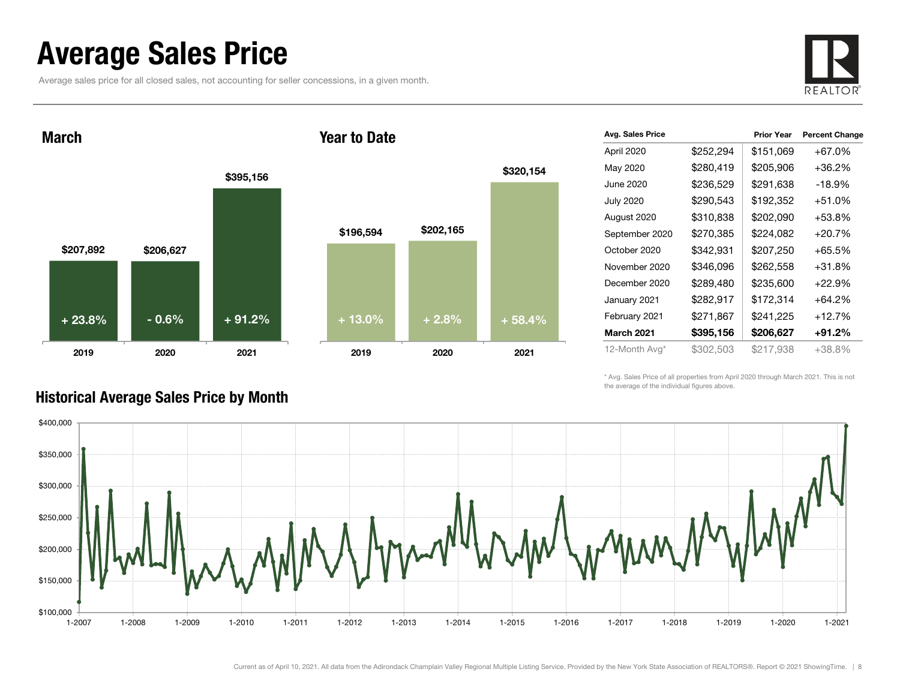# Average Sales Price

Average sales price for all closed sales, not accounting for seller concessions, in a given month.

## March

| Year | Avg. Sales Price | Change |
|---|---|---|
| 2019 | $207,892 | + 23.8% |
| 2020 | $206,627 | - 0.6% |
| 2021 | $395,156 | + 91.2% |

## Year to Date

| Year | Avg. Sales Price | Change |
|---|---|---|
| 2019 | $196,594 | + 13.0% |
| 2020 | $202,165 | + 2.8% |
| 2021 | $320,154 | + 58.4% |

| Avg. Sales Price | | Prior Year | Percent Change |
|---|---|---|---|
| April 2020 | $252,294 | $151,069 | +67.0% |
| May 2020 | $280,419 | $205,906 | +36.2% |
| June 2020 | $236,529 | $291,638 | -18.9% |
| July 2020 | $290,543 | $192,352 | +51.0% |
| August 2020 | $310,838 | $202,090 | +53.8% |
| September 2020 | $270,385 | $224,082 | +20.7% |
| October 2020 | $342,931 | $207,250 | +65.5% |
| November 2020 | $346,096 | $262,558 | +31.8% |
| December 2020 | $289,480 | $235,600 | +22.9% |
| January 2021 | $282,917 | $172,314 | +64.2% |
| February 2021 | $271,867 | $241,225 | +12.7% |
| **March 2021** | **$395,156** | **$206,627** | **+91.2%** |
| 12-Month Avg* | $302,503 | $217,938 | +38.8% |

\* Avg. Sales Price of all properties from April 2020 through March 2021. This is not the average of the individual figures above.

## Historical Average Sales Price by Month

Current as of April 10, 2021. All data from the Adirondack Champlain Valley Regional Multiple Listing Service. Provided by the New York State Association of REALTORS®. Report © 2021 ShowingTime.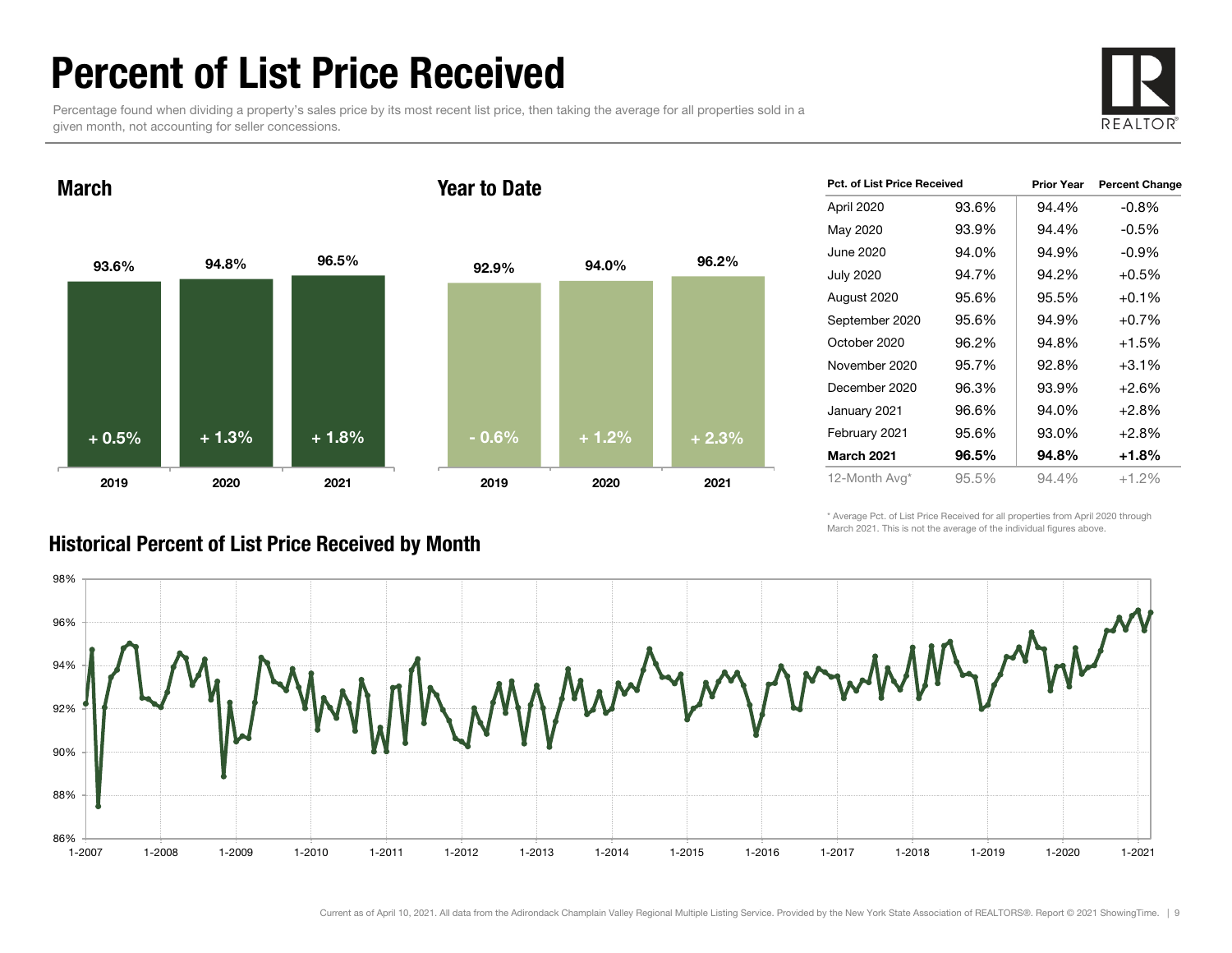# Percent of List Price Received

Percentage found when dividing a property's sales price by its most recent list price, then taking the average for all properties sold in a given month, not accounting for seller concessions.

## March

| | 2019 | 2020 | 2021 |
|---|---|---|---|
| Percent of List Price Received | 93.6% | 94.8% | 96.5% |
| Change | + 0.5% | + 1.3% | + 1.8% |

## Year to Date

| | 2019 | 2020 | 2021 |
|---|---|---|---|
| Percent of List Price Received | 92.9% | 94.0% | 96.2% |
| Change | - 0.6% | + 1.2% | + 2.3% |

| Pct. of List Price Received | | Prior Year | Percent Change |
|---|---|---|---|
| April 2020 | 93.6% | 94.4% | -0.8% |
| May 2020 | 93.9% | 94.4% | -0.5% |
| June 2020 | 94.0% | 94.9% | -0.9% |
| July 2020 | 94.7% | 94.2% | +0.5% |
| August 2020 | 95.6% | 95.5% | +0.1% |
| September 2020 | 95.6% | 94.9% | +0.7% |
| October 2020 | 96.2% | 94.8% | +1.5% |
| November 2020 | 95.7% | 92.8% | +3.1% |
| December 2020 | 96.3% | 93.9% | +2.6% |
| January 2021 | 96.6% | 94.0% | +2.8% |
| February 2021 | 95.6% | 93.0% | +2.8% |
| **March 2021** | **96.5%** | **94.8%** | **+1.8%** |
| 12-Month Avg* | 95.5% | 94.4% | +1.2% |

\* Average Pct. of List Price Received for all properties from April 2020 through March 2021. This is not the average of the individual figures above.

## Historical Percent of List Price Received by Month

Current as of April 10, 2021. All data from the Adirondack Champlain Valley Regional Multiple Listing Service. Provided by the New York State Association of REALTORS®. Report © 2021 ShowingTime.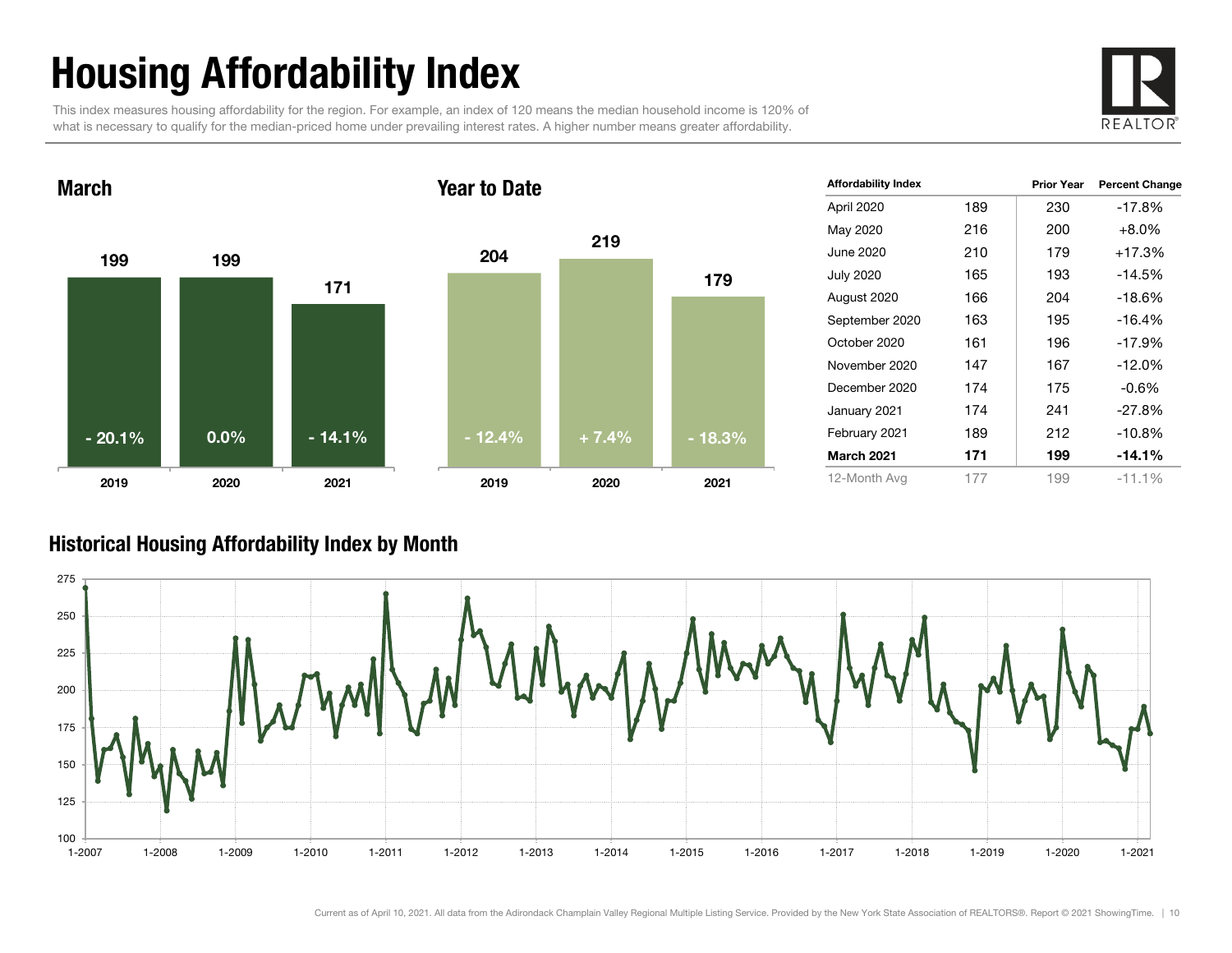# Housing Affordability Index

This index measures housing affordability for the region. For example, an index of 120 means the median household income is 120% of what is necessary to qualify for the median-priced home under prevailing interest rates. A higher number means greater affordability.

## March

| | 2019 | 2020 | 2021 |
|---|---|---|---|
| Index | 199 | 199 | 171 |
| Change | - 20.1% | 0.0% | - 14.1% |

## Year to Date

| | 2019 | 2020 | 2021 |
|---|---|---|---|
| Index | 204 | 219 | 179 |
| Change | - 12.4% | + 7.4% | - 18.3% |

| Affordability Index | | Prior Year | Percent Change |
|---|---|---|---|
| April 2020 | 189 | 230 | -17.8% |
| May 2020 | 216 | 200 | +8.0% |
| June 2020 | 210 | 179 | +17.3% |
| July 2020 | 165 | 193 | -14.5% |
| August 2020 | 166 | 204 | -18.6% |
| September 2020 | 163 | 195 | -16.4% |
| October 2020 | 161 | 196 | -17.9% |
| November 2020 | 147 | 167 | -12.0% |
| December 2020 | 174 | 175 | -0.6% |
| January 2021 | 174 | 241 | -27.8% |
| February 2021 | 189 | 212 | -10.8% |
| **March 2021** | **171** | **199** | **-14.1%** |
| 12-Month Avg | 177 | 199 | -11.1% |

## Historical Housing Affordability Index by Month

Current as of April 10, 2021. All data from the Adirondack Champlain Valley Regional Multiple Listing Service. Provided by the New York State Association of REALTORS®. Report © 2021 ShowingTime.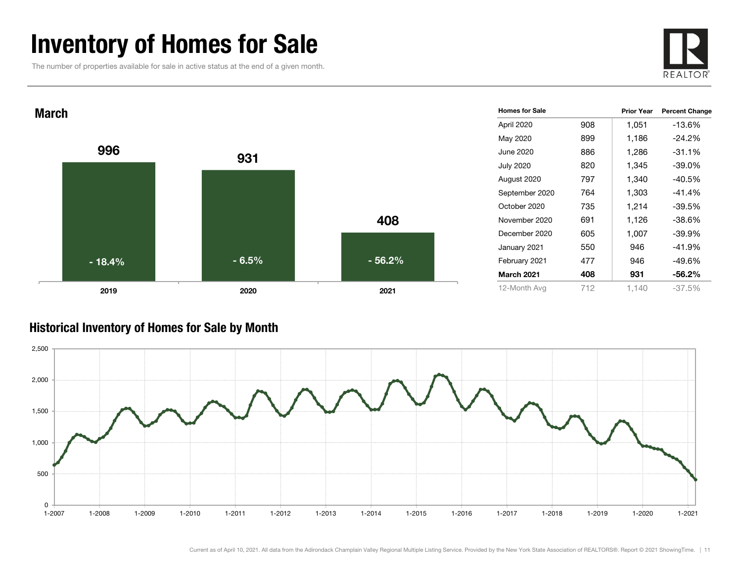# Inventory of Homes for Sale

The number of properties available for sale in active status at the end of a given month.

## March

| Year | Homes for Sale | Percent Change |
|---|---|---|
| 2019 | 996 | - 18.4% |
| 2020 | 931 | - 6.5% |
| 2021 | 408 | - 56.2% |

| Homes for Sale | | Prior Year | Percent Change |
|---|---|---|---|
| April 2020 | 908 | 1,051 | -13.6% |
| May 2020 | 899 | 1,186 | -24.2% |
| June 2020 | 886 | 1,286 | -31.1% |
| July 2020 | 820 | 1,345 | -39.0% |
| August 2020 | 797 | 1,340 | -40.5% |
| September 2020 | 764 | 1,303 | -41.4% |
| October 2020 | 735 | 1,214 | -39.5% |
| November 2020 | 691 | 1,126 | -38.6% |
| December 2020 | 605 | 1,007 | -39.9% |
| January 2021 | 550 | 946 | -41.9% |
| February 2021 | 477 | 946 | -49.6% |
| **March 2021** | **408** | **931** | **-56.2%** |
| 12-Month Avg | 712 | 1,140 | -37.5% |

## Historical Inventory of Homes for Sale by Month

Current as of April 10, 2021. All data from the Adirondack Champlain Valley Regional Multiple Listing Service. Provided by the New York State Association of REALTORS®. Report © 2021 ShowingTime.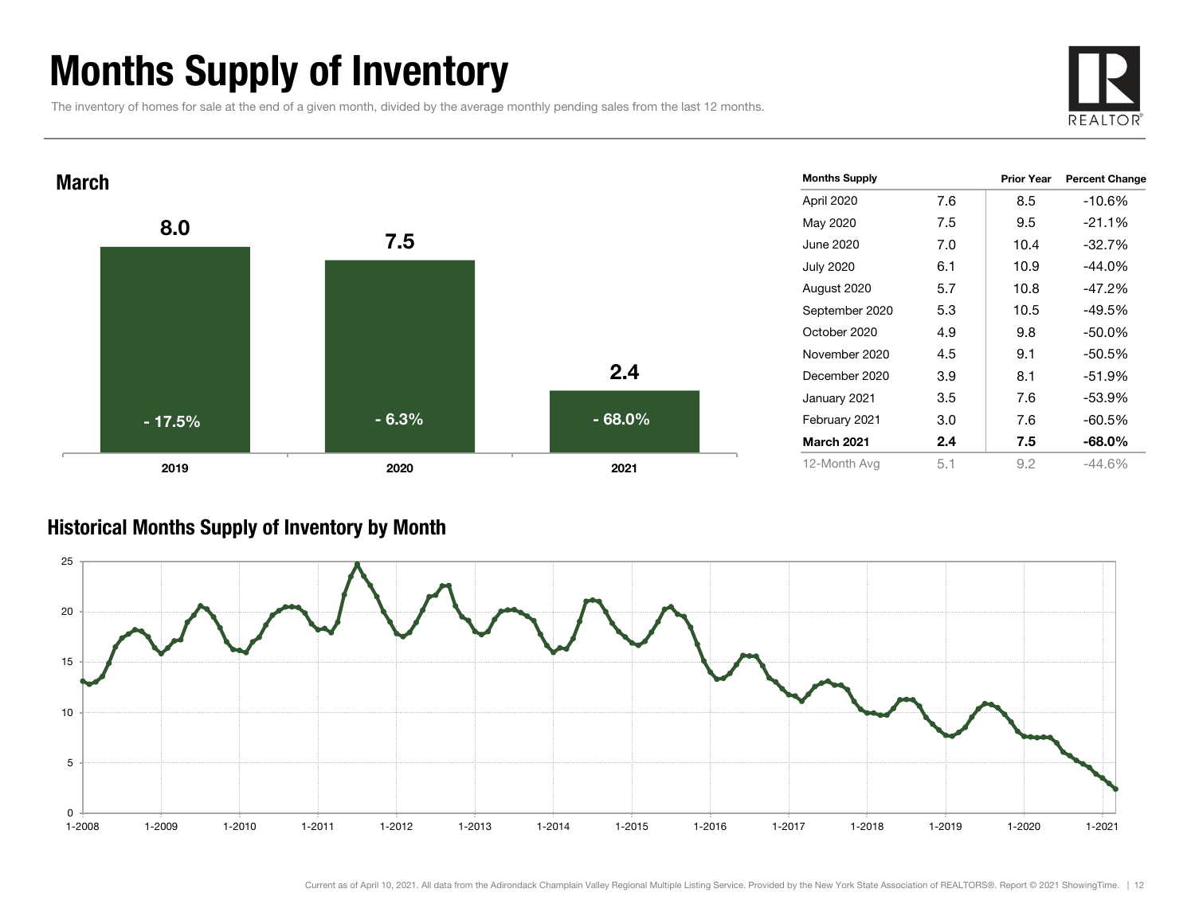# Months Supply of Inventory

The inventory of homes for sale at the end of a given month, divided by the average monthly pending sales from the last 12 months.

## March

| Year | Months Supply | Change |
| --- | --- | --- |
| 2019 | 8.0 | - 17.5% |
| 2020 | 7.5 | - 6.3% |
| 2021 | 2.4 | - 68.0% |

| Months Supply | | Prior Year | Percent Change |
| --- | --- | --- | --- |
| April 2020 | 7.6 | 8.5 | -10.6% |
| May 2020 | 7.5 | 9.5 | -21.1% |
| June 2020 | 7.0 | 10.4 | -32.7% |
| July 2020 | 6.1 | 10.9 | -44.0% |
| August 2020 | 5.7 | 10.8 | -47.2% |
| September 2020 | 5.3 | 10.5 | -49.5% |
| October 2020 | 4.9 | 9.8 | -50.0% |
| November 2020 | 4.5 | 9.1 | -50.5% |
| December 2020 | 3.9 | 8.1 | -51.9% |
| January 2021 | 3.5 | 7.6 | -53.9% |
| February 2021 | 3.0 | 7.6 | -60.5% |
| **March 2021** | **2.4** | **7.5** | **-68.0%** |
| 12-Month Avg | 5.1 | 9.2 | -44.6% |

## Historical Months Supply of Inventory by Month

Current as of April 10, 2021. All data from the Adirondack Champlain Valley Regional Multiple Listing Service. Provided by the New York State Association of REALTORS®. Report © 2021 ShowingTime.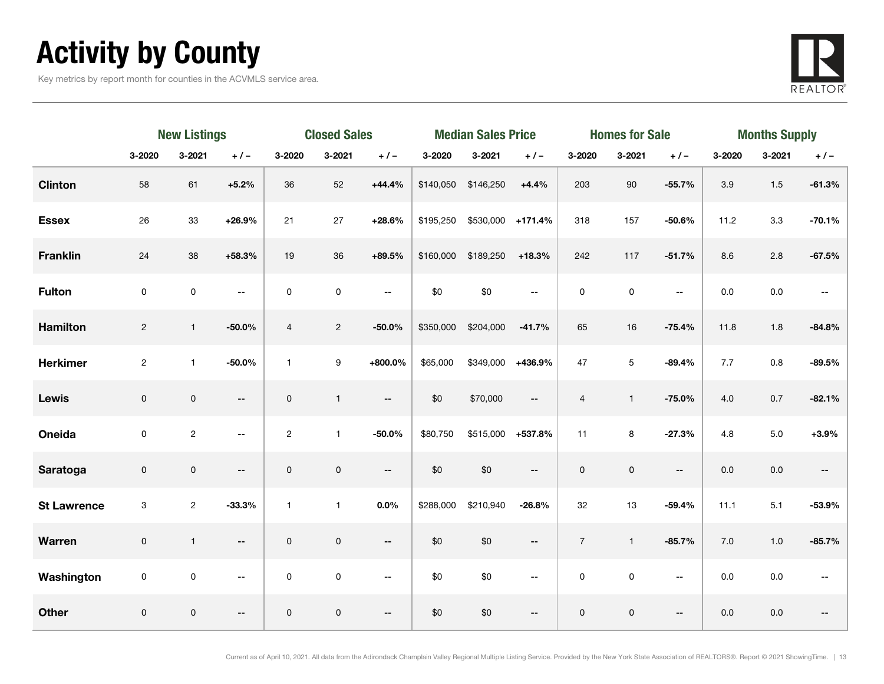# Activity by County

Key metrics by report month for counties in the ACVMLS service area.

| | New Listings | | | Closed Sales | | | Median Sales Price | | | Homes for Sale | | | Months Supply | | |
|---|---|---|---|---|---|---|---|---|---|---|---|---|---|---|---|
| | 3-2020 | 3-2021 | + / – | 3-2020 | 3-2021 | + / – | 3-2020 | 3-2021 | + / – | 3-2020 | 3-2021 | + / – | 3-2020 | 3-2021 | + / – |
| **Clinton** | 58 | 61 | **+5.2%** | 36 | 52 | **+44.4%** | $140,050 | $146,250 | **+4.4%** | 203 | 90 | **-55.7%** | 3.9 | 1.5 | **-61.3%** |
| **Essex** | 26 | 33 | **+26.9%** | 21 | 27 | **+28.6%** | $195,250 | $530,000 | **+171.4%** | 318 | 157 | **-50.6%** | 11.2 | 3.3 | **-70.1%** |
| **Franklin** | 24 | 38 | **+58.3%** | 19 | 36 | **+89.5%** | $160,000 | $189,250 | **+18.3%** | 242 | 117 | **-51.7%** | 8.6 | 2.8 | **-67.5%** |
| **Fulton** | 0 | 0 | -- | 0 | 0 | -- | $0 | $0 | -- | 0 | 0 | -- | 0.0 | 0.0 | -- |
| **Hamilton** | 2 | 1 | **-50.0%** | 4 | 2 | **-50.0%** | $350,000 | $204,000 | **-41.7%** | 65 | 16 | **-75.4%** | 11.8 | 1.8 | **-84.8%** |
| **Herkimer** | 2 | 1 | **-50.0%** | 1 | 9 | **+800.0%** | $65,000 | $349,000 | **+436.9%** | 47 | 5 | **-89.4%** | 7.7 | 0.8 | **-89.5%** |
| **Lewis** | 0 | 0 | -- | 0 | 1 | -- | $0 | $70,000 | -- | 4 | 1 | **-75.0%** | 4.0 | 0.7 | **-82.1%** |
| **Oneida** | 0 | 2 | -- | 2 | 1 | **-50.0%** | $80,750 | $515,000 | **+537.8%** | 11 | 8 | **-27.3%** | 4.8 | 5.0 | **+3.9%** |
| **Saratoga** | 0 | 0 | -- | 0 | 0 | -- | $0 | $0 | -- | 0 | 0 | -- | 0.0 | 0.0 | -- |
| **St Lawrence** | 3 | 2 | **-33.3%** | 1 | 1 | **0.0%** | $288,000 | $210,940 | **-26.8%** | 32 | 13 | **-59.4%** | 11.1 | 5.1 | **-53.9%** |
| **Warren** | 0 | 1 | -- | 0 | 0 | -- | $0 | $0 | -- | 7 | 1 | **-85.7%** | 7.0 | 1.0 | **-85.7%** |
| **Washington** | 0 | 0 | -- | 0 | 0 | -- | $0 | $0 | -- | 0 | 0 | -- | 0.0 | 0.0 | -- |
| **Other** | 0 | 0 | -- | 0 | 0 | -- | $0 | $0 | -- | 0 | 0 | -- | 0.0 | 0.0 | -- |

Current as of April 10, 2021. All data from the Adirondack Champlain Valley Regional Multiple Listing Service. Provided by the New York State Association of REALTORS®. Report © 2021 ShowingTime.